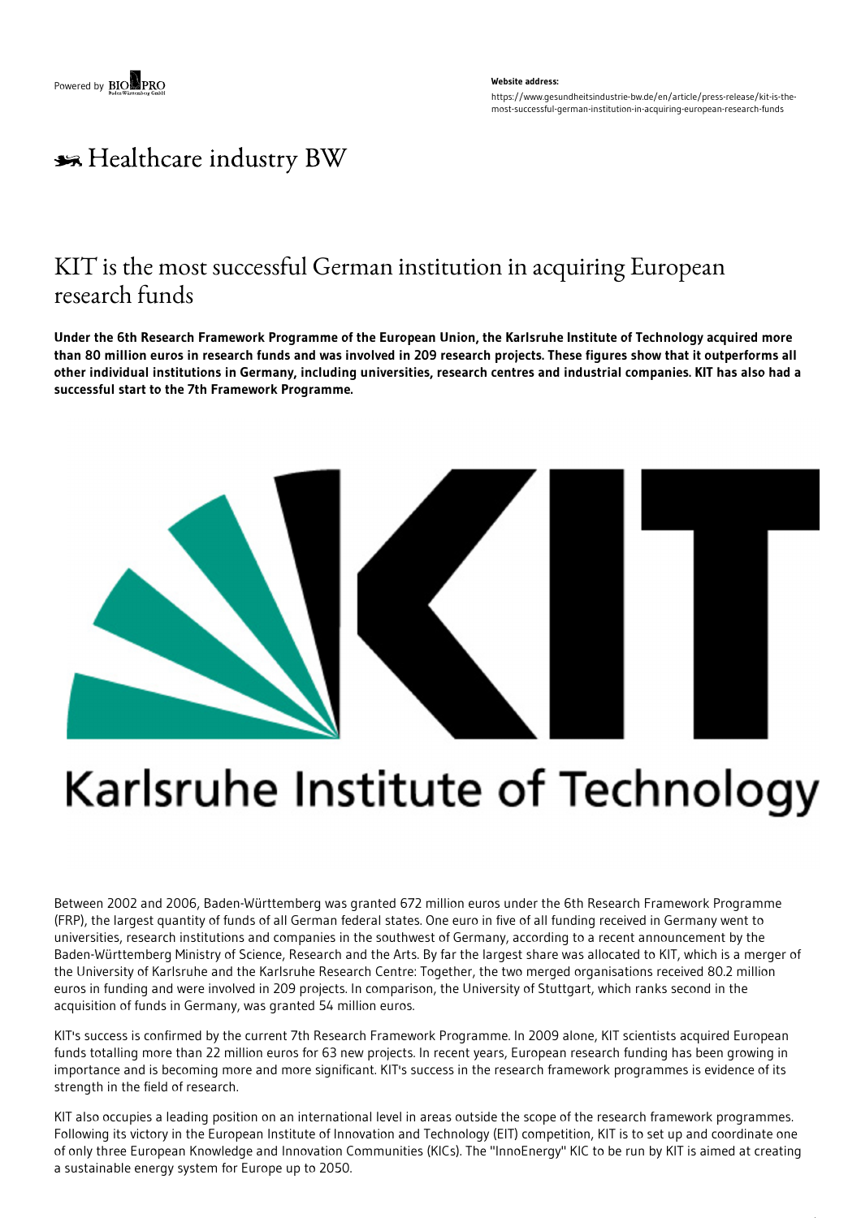# KIT is the most successful German institution in acquiring European research funds

**Under the 6th Research Framework Programme of the European Union, the Karlsruhe Institute of Technology acquired more than 80 million euros in research funds and was involved in 209 research projects. These figures show that it outperforms all other individual institutions in Germany, including universities, research centres and industrial companies. KIT has also had a successful start to the 7th Framework Programme.**

Between 2002 and 2006, Baden-Württemberg was granted 672 million euros under the 6th Research Framework Programme (FRP), the largest quantity of funds of all German federal states. One euro in five of all funding received in Germany went to universities, research institutions and companies in the southwest of Germany, according to a recent announcement by the Baden-Württemberg Ministry of Science, Research and the Arts. By far the largest share was allocated to KIT, which is a merger of the University of Karlsruhe and the Karlsruhe Research Centre: Together, the two merged organisations received 80.2 million euros in funding and were involved in 209 projects. In comparison, the University of Stuttgart, which ranks second in the acquisition of funds in Germany, was granted 54 million euros.

KIT's success is confirmed by the current 7th Research Framework Programme. In 2009 alone, KIT scientists acquired European funds totalling more than 22 million euros for 63 new projects. In recent years, European research funding has been growing in importance and is becoming more and more significant. KIT's success in the research framework programmes is evidence of its strength in the field of research.

KIT also occupies a leading position on an international level in areas outside the scope of the research framework programmes. Following its victory in the European Institute of Innovation and Technology (EIT) competition, KIT is to set up and coordinate one of only three European Knowledge and Innovation Communities (KICs). The "InnoEnergy" KIC to be run by KIT is aimed at creating a sustainable energy system for Europe up to 2050.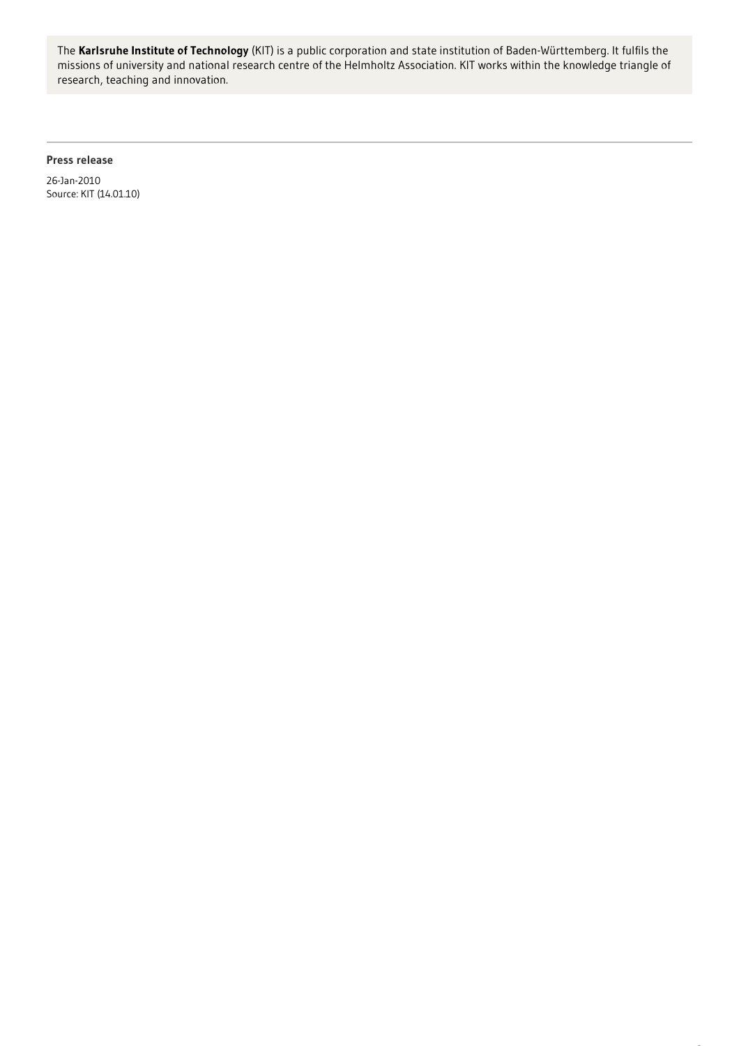The **Karlsruhe Institute of Technology** (KIT) is a public corporation and state institution of Baden-Württemberg. It fulfils the missions of university and national research centre of the Helmholtz Association. KIT works within the knowledge triangle of research, teaching and innovation.

---

**Press release**

26-Jan-2010
Source: KIT (14.01.10)